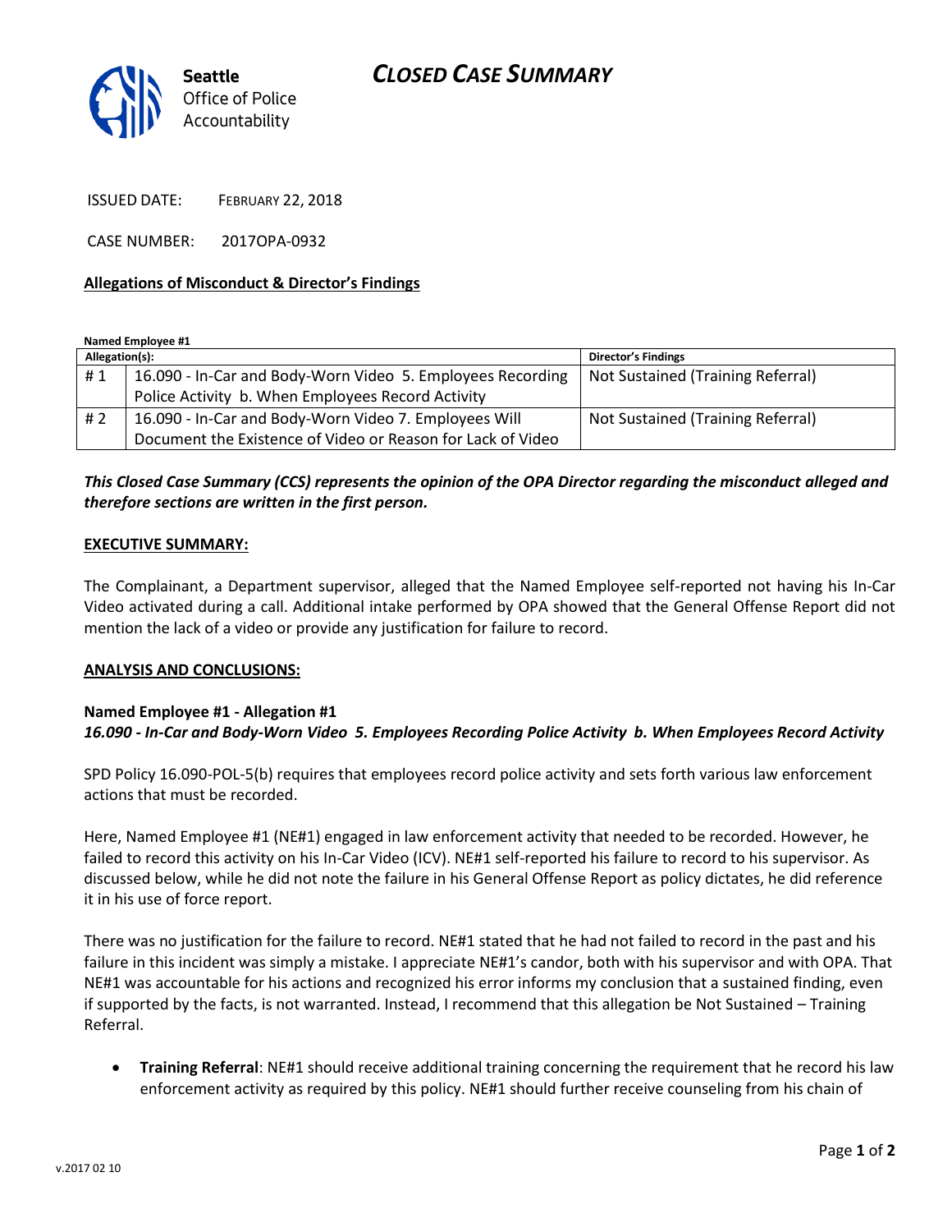Seattle Office of Police Accountability

# CLOSED CASE SUMMARY

ISSUED DATE: FEBRUARY 22, 2018

CASE NUMBER: 2017OPA-0932

**Allegations of Misconduct & Director's Findings**

**Named Employee #1**

| Allegation(s): | | Director's Findings |
|---|---|---|
| # 1 | 16.090 - In-Car and Body-Worn Video 5. Employees Recording Police Activity b. When Employees Record Activity | Not Sustained (Training Referral) |
| # 2 | 16.090 - In-Car and Body-Worn Video 7. Employees Will Document the Existence of Video or Reason for Lack of Video | Not Sustained (Training Referral) |

***This Closed Case Summary (CCS) represents the opinion of the OPA Director regarding the misconduct alleged and therefore sections are written in the first person.***

**EXECUTIVE SUMMARY:**

The Complainant, a Department supervisor, alleged that the Named Employee self-reported not having his In-Car Video activated during a call. Additional intake performed by OPA showed that the General Offense Report did not mention the lack of a video or provide any justification for failure to record.

**ANALYSIS AND CONCLUSIONS:**

**Named Employee #1 - Allegation #1**
***16.090 - In-Car and Body-Worn Video 5. Employees Recording Police Activity b. When Employees Record Activity***

SPD Policy 16.090-POL-5(b) requires that employees record police activity and sets forth various law enforcement actions that must be recorded.

Here, Named Employee #1 (NE#1) engaged in law enforcement activity that needed to be recorded. However, he failed to record this activity on his In-Car Video (ICV). NE#1 self-reported his failure to record to his supervisor. As discussed below, while he did not note the failure in his General Offense Report as policy dictates, he did reference it in his use of force report.

There was no justification for the failure to record. NE#1 stated that he had not failed to record in the past and his failure in this incident was simply a mistake. I appreciate NE#1's candor, both with his supervisor and with OPA. That NE#1 was accountable for his actions and recognized his error informs my conclusion that a sustained finding, even if supported by the facts, is not warranted. Instead, I recommend that this allegation be Not Sustained – Training Referral.

- **Training Referral**: NE#1 should receive additional training concerning the requirement that he record his law enforcement activity as required by this policy. NE#1 should further receive counseling from his chain of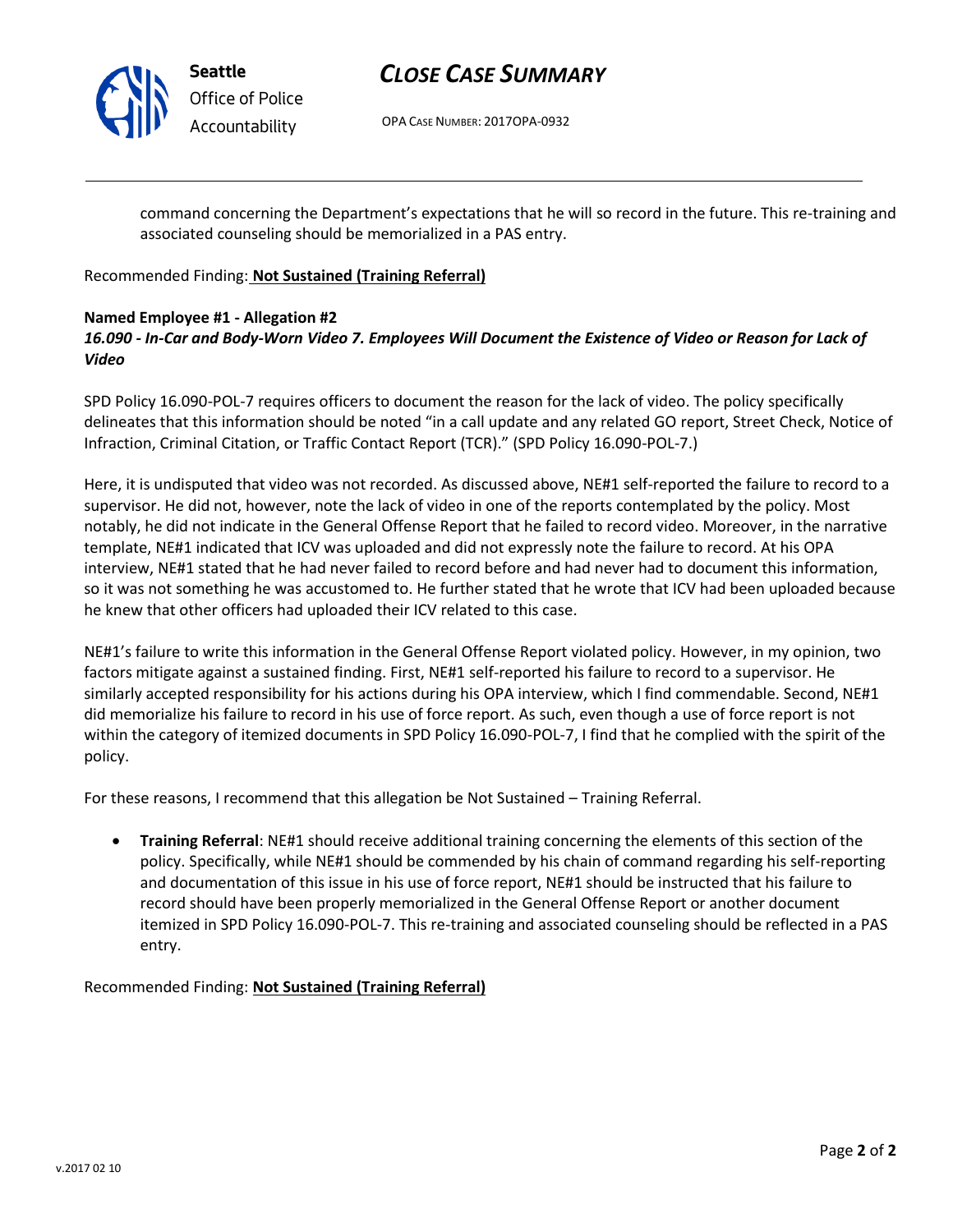command concerning the Department's expectations that he will so record in the future. This re-training and associated counseling should be memorialized in a PAS entry.

Recommended Finding: **Not Sustained (Training Referral)**

**Named Employee #1 - Allegation #2**
***16.090 - In-Car and Body-Worn Video 7. Employees Will Document the Existence of Video or Reason for Lack of Video***

SPD Policy 16.090-POL-7 requires officers to document the reason for the lack of video. The policy specifically delineates that this information should be noted "in a call update and any related GO report, Street Check, Notice of Infraction, Criminal Citation, or Traffic Contact Report (TCR)." (SPD Policy 16.090-POL-7.)

Here, it is undisputed that video was not recorded. As discussed above, NE#1 self-reported the failure to record to a supervisor. He did not, however, note the lack of video in one of the reports contemplated by the policy. Most notably, he did not indicate in the General Offense Report that he failed to record video. Moreover, in the narrative template, NE#1 indicated that ICV was uploaded and did not expressly note the failure to record. At his OPA interview, NE#1 stated that he had never failed to record before and had never had to document this information, so it was not something he was accustomed to. He further stated that he wrote that ICV had been uploaded because he knew that other officers had uploaded their ICV related to this case.

NE#1's failure to write this information in the General Offense Report violated policy. However, in my opinion, two factors mitigate against a sustained finding. First, NE#1 self-reported his failure to record to a supervisor. He similarly accepted responsibility for his actions during his OPA interview, which I find commendable. Second, NE#1 did memorialize his failure to record in his use of force report. As such, even though a use of force report is not within the category of itemized documents in SPD Policy 16.090-POL-7, I find that he complied with the spirit of the policy.

For these reasons, I recommend that this allegation be Not Sustained – Training Referral.

- **Training Referral**: NE#1 should receive additional training concerning the elements of this section of the policy. Specifically, while NE#1 should be commended by his chain of command regarding his self-reporting and documentation of this issue in his use of force report, NE#1 should be instructed that his failure to record should have been properly memorialized in the General Offense Report or another document itemized in SPD Policy 16.090-POL-7. This re-training and associated counseling should be reflected in a PAS entry.

Recommended Finding: **Not Sustained (Training Referral)**